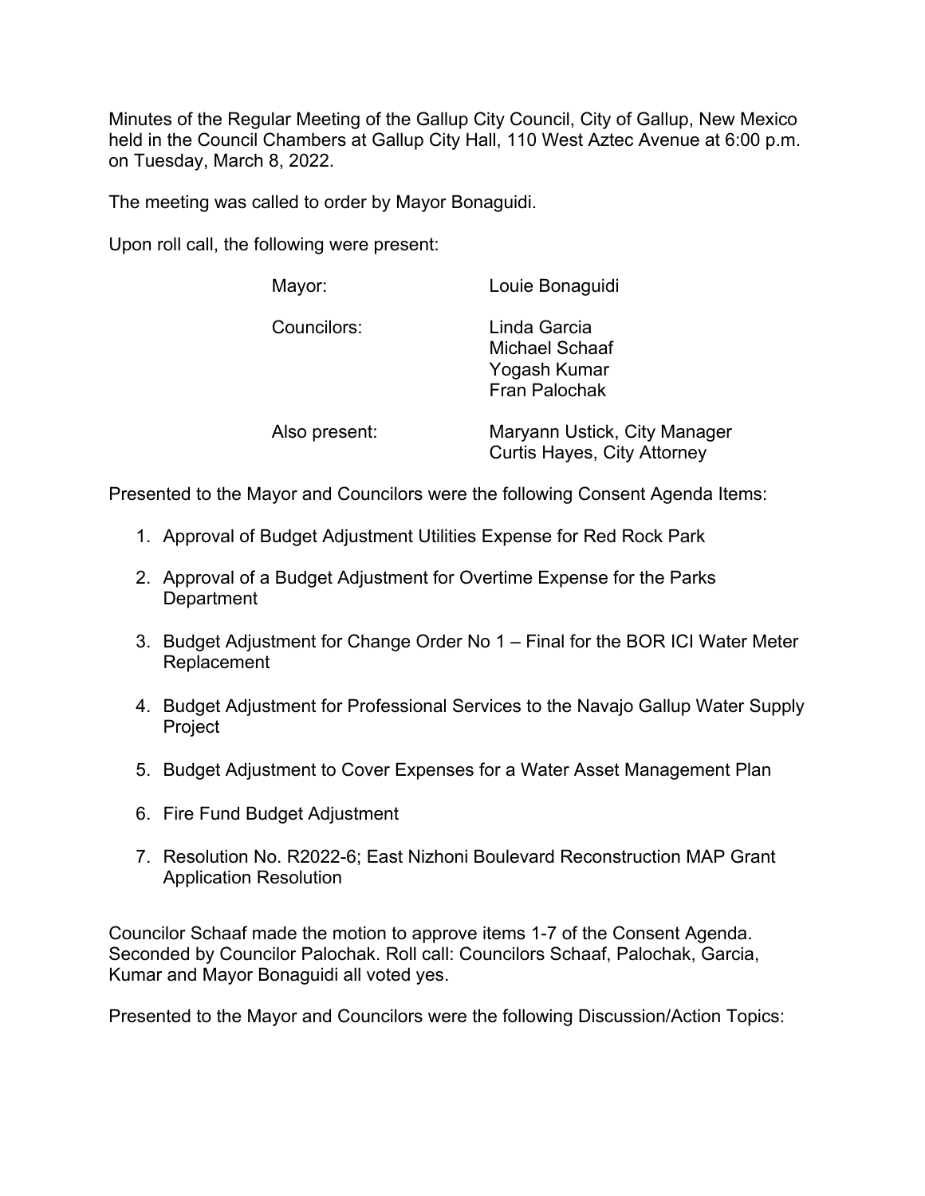Minutes of the Regular Meeting of the Gallup City Council, City of Gallup, New Mexico held in the Council Chambers at Gallup City Hall, 110 West Aztec Avenue at 6:00 p.m. on Tuesday, March 8, 2022.

The meeting was called to order by Mayor Bonaguidi.

Upon roll call, the following were present:

| | |
|---|---|
| Mayor: | Louie Bonaguidi |
| Councilors: | Linda Garcia<br>Michael Schaaf<br>Yogash Kumar<br>Fran Palochak |
| Also present: | Maryann Ustick, City Manager<br>Curtis Hayes, City Attorney |

Presented to the Mayor and Councilors were the following Consent Agenda Items:

1. Approval of Budget Adjustment Utilities Expense for Red Rock Park
2. Approval of a Budget Adjustment for Overtime Expense for the Parks Department
3. Budget Adjustment for Change Order No 1 – Final for the BOR ICI Water Meter Replacement
4. Budget Adjustment for Professional Services to the Navajo Gallup Water Supply Project
5. Budget Adjustment to Cover Expenses for a Water Asset Management Plan
6. Fire Fund Budget Adjustment
7. Resolution No. R2022-6; East Nizhoni Boulevard Reconstruction MAP Grant Application Resolution

Councilor Schaaf made the motion to approve items 1-7 of the Consent Agenda. Seconded by Councilor Palochak. Roll call: Councilors Schaaf, Palochak, Garcia, Kumar and Mayor Bonaguidi all voted yes.

Presented to the Mayor and Councilors were the following Discussion/Action Topics: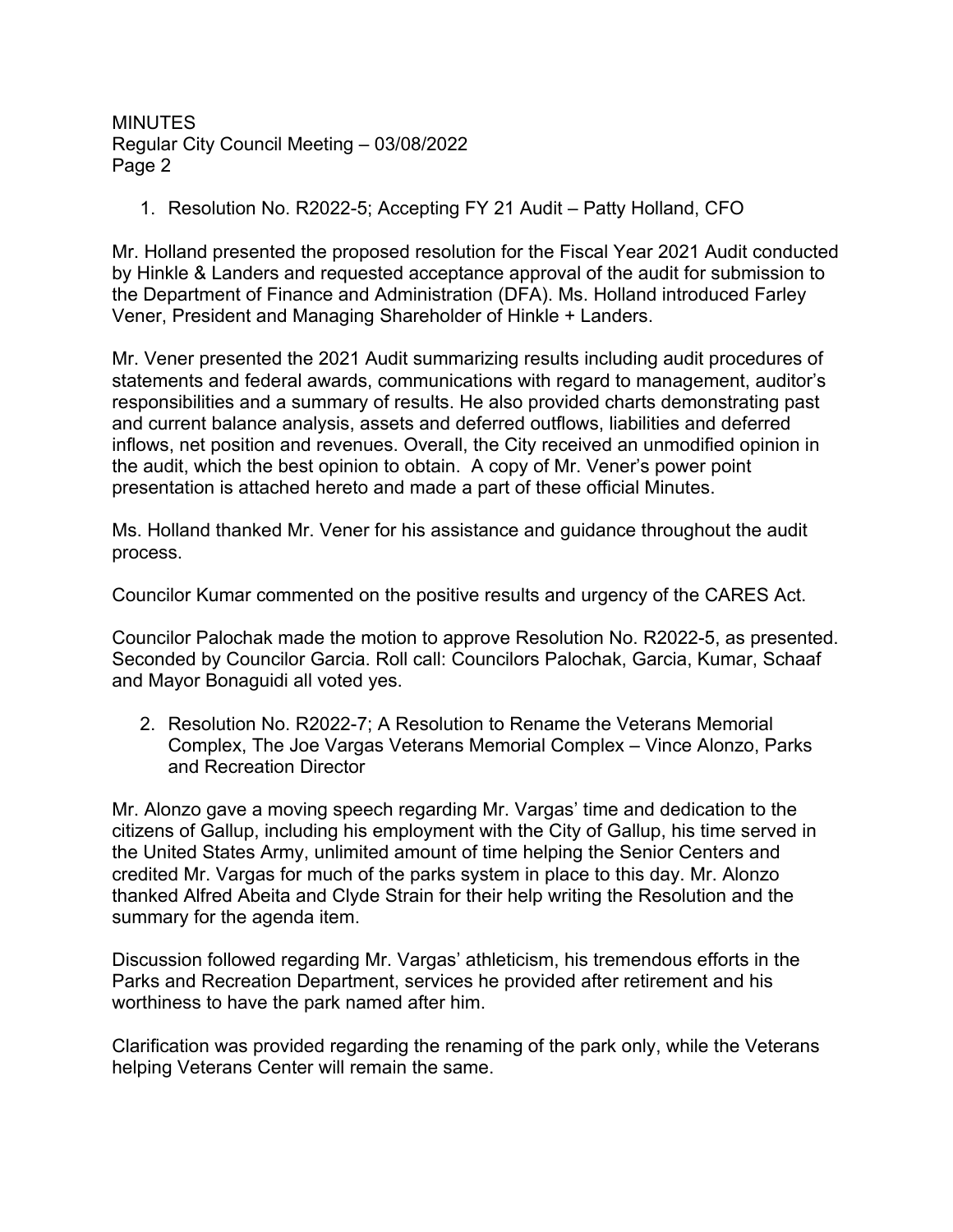1. Resolution No. R2022-5; Accepting FY 21 Audit – Patty Holland, CFO

Mr. Holland presented the proposed resolution for the Fiscal Year 2021 Audit conducted by Hinkle & Landers and requested acceptance approval of the audit for submission to the Department of Finance and Administration (DFA). Ms. Holland introduced Farley Vener, President and Managing Shareholder of Hinkle + Landers.

Mr. Vener presented the 2021 Audit summarizing results including audit procedures of statements and federal awards, communications with regard to management, auditor's responsibilities and a summary of results. He also provided charts demonstrating past and current balance analysis, assets and deferred outflows, liabilities and deferred inflows, net position and revenues. Overall, the City received an unmodified opinion in the audit, which the best opinion to obtain. A copy of Mr. Vener's power point presentation is attached hereto and made a part of these official Minutes.

Ms. Holland thanked Mr. Vener for his assistance and guidance throughout the audit process.

Councilor Kumar commented on the positive results and urgency of the CARES Act.

Councilor Palochak made the motion to approve Resolution No. R2022-5, as presented. Seconded by Councilor Garcia. Roll call: Councilors Palochak, Garcia, Kumar, Schaaf and Mayor Bonaguidi all voted yes.

2. Resolution No. R2022-7; A Resolution to Rename the Veterans Memorial Complex, The Joe Vargas Veterans Memorial Complex – Vince Alonzo, Parks and Recreation Director

Mr. Alonzo gave a moving speech regarding Mr. Vargas' time and dedication to the citizens of Gallup, including his employment with the City of Gallup, his time served in the United States Army, unlimited amount of time helping the Senior Centers and credited Mr. Vargas for much of the parks system in place to this day. Mr. Alonzo thanked Alfred Abeita and Clyde Strain for their help writing the Resolution and the summary for the agenda item.

Discussion followed regarding Mr. Vargas' athleticism, his tremendous efforts in the Parks and Recreation Department, services he provided after retirement and his worthiness to have the park named after him.

Clarification was provided regarding the renaming of the park only, while the Veterans helping Veterans Center will remain the same.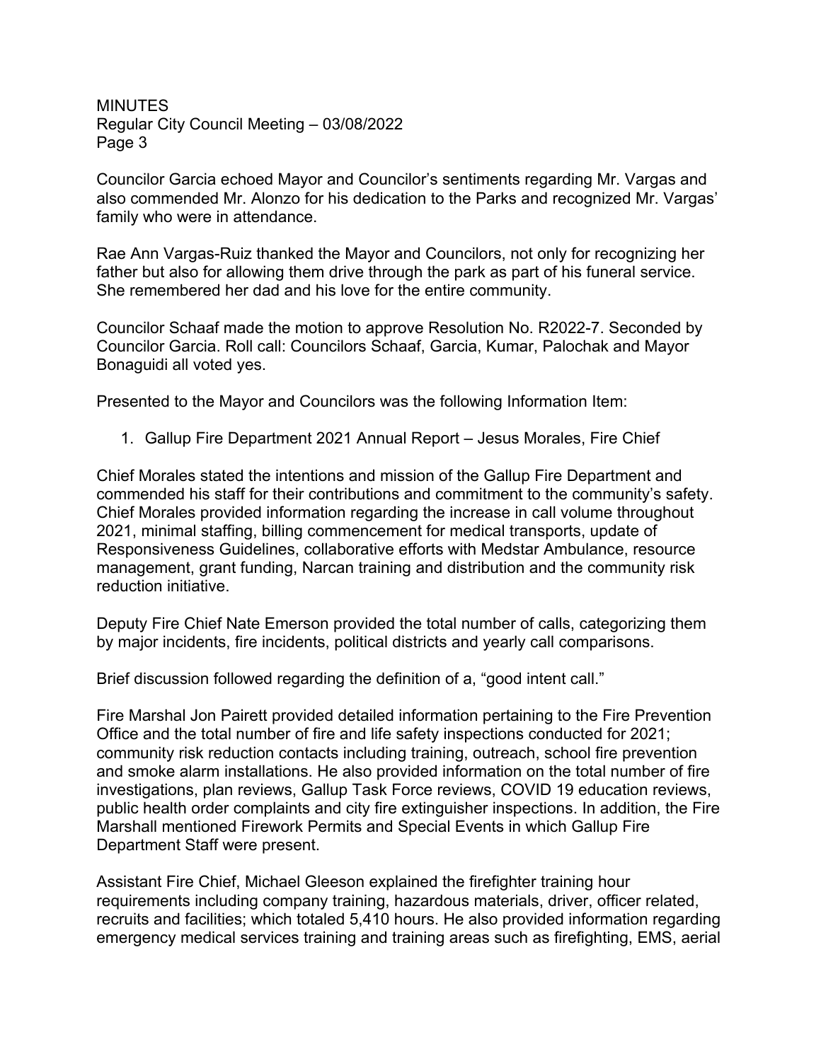Councilor Garcia echoed Mayor and Councilor's sentiments regarding Mr. Vargas and also commended Mr. Alonzo for his dedication to the Parks and recognized Mr. Vargas' family who were in attendance.

Rae Ann Vargas-Ruiz thanked the Mayor and Councilors, not only for recognizing her father but also for allowing them drive through the park as part of his funeral service. She remembered her dad and his love for the entire community.

Councilor Schaaf made the motion to approve Resolution No. R2022-7. Seconded by Councilor Garcia. Roll call: Councilors Schaaf, Garcia, Kumar, Palochak and Mayor Bonaguidi all voted yes.

Presented to the Mayor and Councilors was the following Information Item:

1. Gallup Fire Department 2021 Annual Report – Jesus Morales, Fire Chief

Chief Morales stated the intentions and mission of the Gallup Fire Department and commended his staff for their contributions and commitment to the community's safety. Chief Morales provided information regarding the increase in call volume throughout 2021, minimal staffing, billing commencement for medical transports, update of Responsiveness Guidelines, collaborative efforts with Medstar Ambulance, resource management, grant funding, Narcan training and distribution and the community risk reduction initiative.

Deputy Fire Chief Nate Emerson provided the total number of calls, categorizing them by major incidents, fire incidents, political districts and yearly call comparisons.

Brief discussion followed regarding the definition of a, "good intent call."

Fire Marshal Jon Pairett provided detailed information pertaining to the Fire Prevention Office and the total number of fire and life safety inspections conducted for 2021; community risk reduction contacts including training, outreach, school fire prevention and smoke alarm installations. He also provided information on the total number of fire investigations, plan reviews, Gallup Task Force reviews, COVID 19 education reviews, public health order complaints and city fire extinguisher inspections. In addition, the Fire Marshall mentioned Firework Permits and Special Events in which Gallup Fire Department Staff were present.

Assistant Fire Chief, Michael Gleeson explained the firefighter training hour requirements including company training, hazardous materials, driver, officer related, recruits and facilities; which totaled 5,410 hours. He also provided information regarding emergency medical services training and training areas such as firefighting, EMS, aerial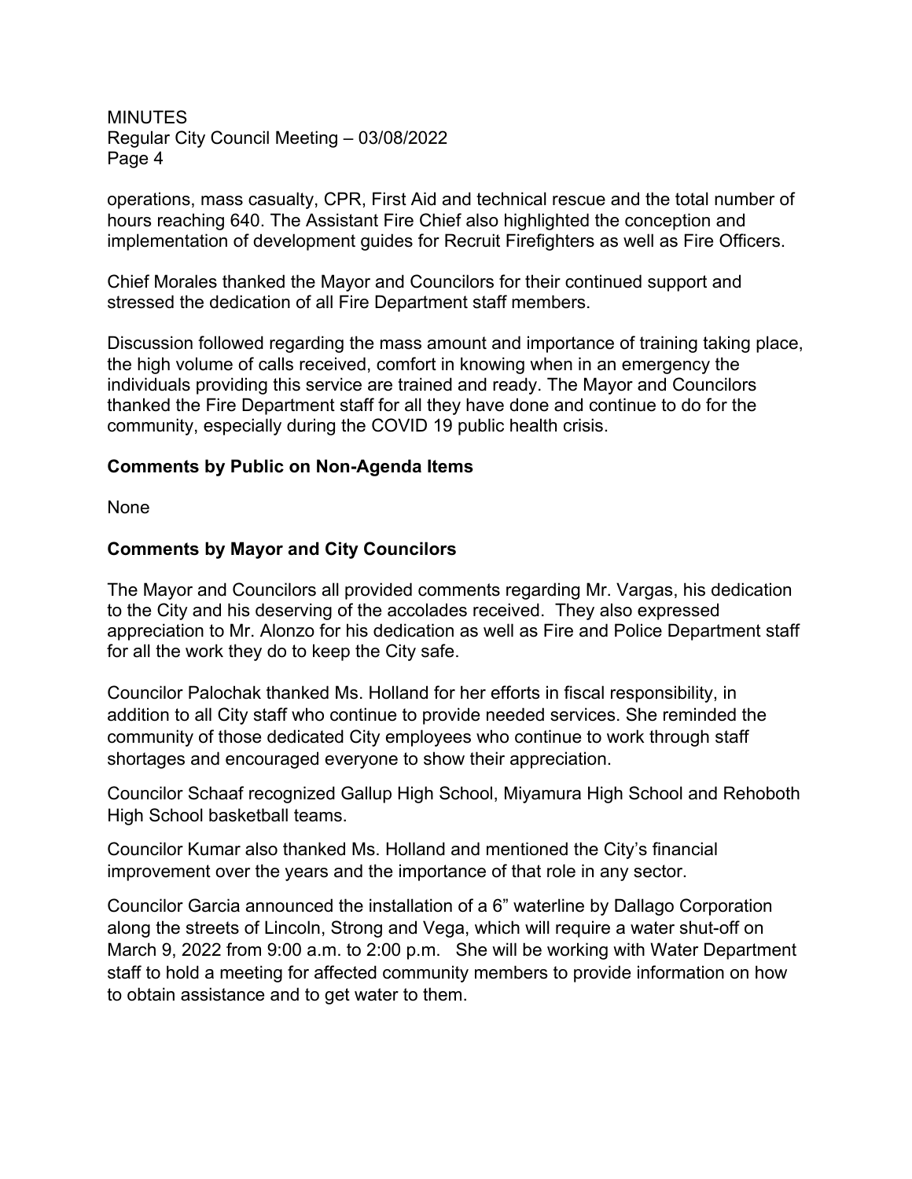operations, mass casualty, CPR, First Aid and technical rescue and the total number of hours reaching 640. The Assistant Fire Chief also highlighted the conception and implementation of development guides for Recruit Firefighters as well as Fire Officers.

Chief Morales thanked the Mayor and Councilors for their continued support and stressed the dedication of all Fire Department staff members.

Discussion followed regarding the mass amount and importance of training taking place, the high volume of calls received, comfort in knowing when in an emergency the individuals providing this service are trained and ready. The Mayor and Councilors thanked the Fire Department staff for all they have done and continue to do for the community, especially during the COVID 19 public health crisis.

**Comments by Public on Non-Agenda Items**

None

**Comments by Mayor and City Councilors**

The Mayor and Councilors all provided comments regarding Mr. Vargas, his dedication to the City and his deserving of the accolades received. They also expressed appreciation to Mr. Alonzo for his dedication as well as Fire and Police Department staff for all the work they do to keep the City safe.

Councilor Palochak thanked Ms. Holland for her efforts in fiscal responsibility, in addition to all City staff who continue to provide needed services. She reminded the community of those dedicated City employees who continue to work through staff shortages and encouraged everyone to show their appreciation.

Councilor Schaaf recognized Gallup High School, Miyamura High School and Rehoboth High School basketball teams.

Councilor Kumar also thanked Ms. Holland and mentioned the City's financial improvement over the years and the importance of that role in any sector.

Councilor Garcia announced the installation of a 6" waterline by Dallago Corporation along the streets of Lincoln, Strong and Vega, which will require a water shut-off on March 9, 2022 from 9:00 a.m. to 2:00 p.m. She will be working with Water Department staff to hold a meeting for affected community members to provide information on how to obtain assistance and to get water to them.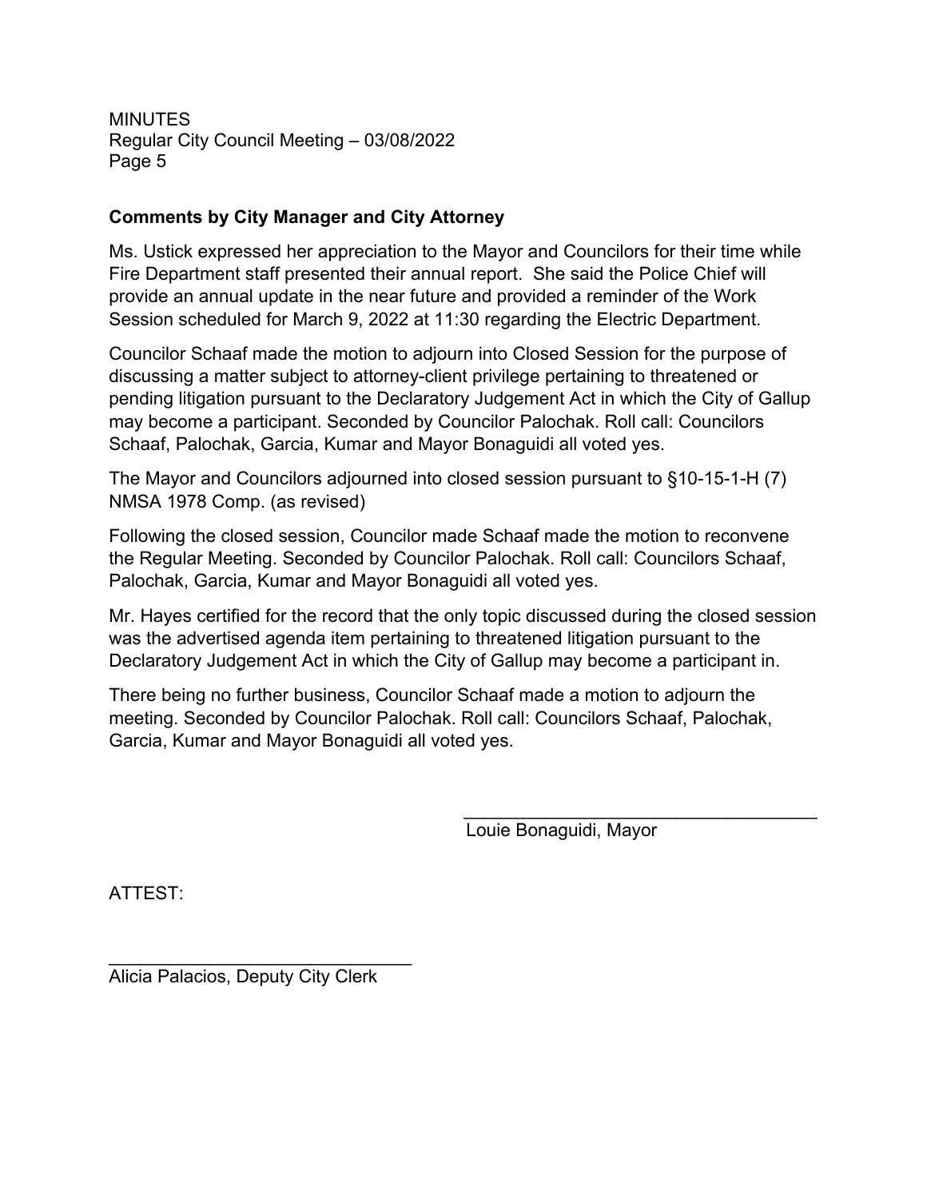## Comments by City Manager and City Attorney

Ms. Ustick expressed her appreciation to the Mayor and Councilors for their time while Fire Department staff presented their annual report. She said the Police Chief will provide an annual update in the near future and provided a reminder of the Work Session scheduled for March 9, 2022 at 11:30 regarding the Electric Department.

Councilor Schaaf made the motion to adjourn into Closed Session for the purpose of discussing a matter subject to attorney-client privilege pertaining to threatened or pending litigation pursuant to the Declaratory Judgement Act in which the City of Gallup may become a participant. Seconded by Councilor Palochak. Roll call: Councilors Schaaf, Palochak, Garcia, Kumar and Mayor Bonaguidi all voted yes.

The Mayor and Councilors adjourned into closed session pursuant to §10-15-1-H (7) NMSA 1978 Comp. (as revised)

Following the closed session, Councilor made Schaaf made the motion to reconvene the Regular Meeting. Seconded by Councilor Palochak. Roll call: Councilors Schaaf, Palochak, Garcia, Kumar and Mayor Bonaguidi all voted yes.

Mr. Hayes certified for the record that the only topic discussed during the closed session was the advertised agenda item pertaining to threatened litigation pursuant to the Declaratory Judgement Act in which the City of Gallup may become a participant in.

There being no further business, Councilor Schaaf made a motion to adjourn the meeting. Seconded by Councilor Palochak. Roll call: Councilors Schaaf, Palochak, Garcia, Kumar and Mayor Bonaguidi all voted yes.

\_\_\_\_\_\_\_\_\_\_\_\_\_\_\_\_\_\_\_\_\_\_\_\_\_\_\_\_\_\_\_\_\_\_\_\_
Louie Bonaguidi, Mayor

ATTEST:

\_\_\_\_\_\_\_\_\_\_\_\_\_\_\_\_\_\_\_\_\_\_\_\_\_\_\_\_\_\_\_\_
Alicia Palacios, Deputy City Clerk